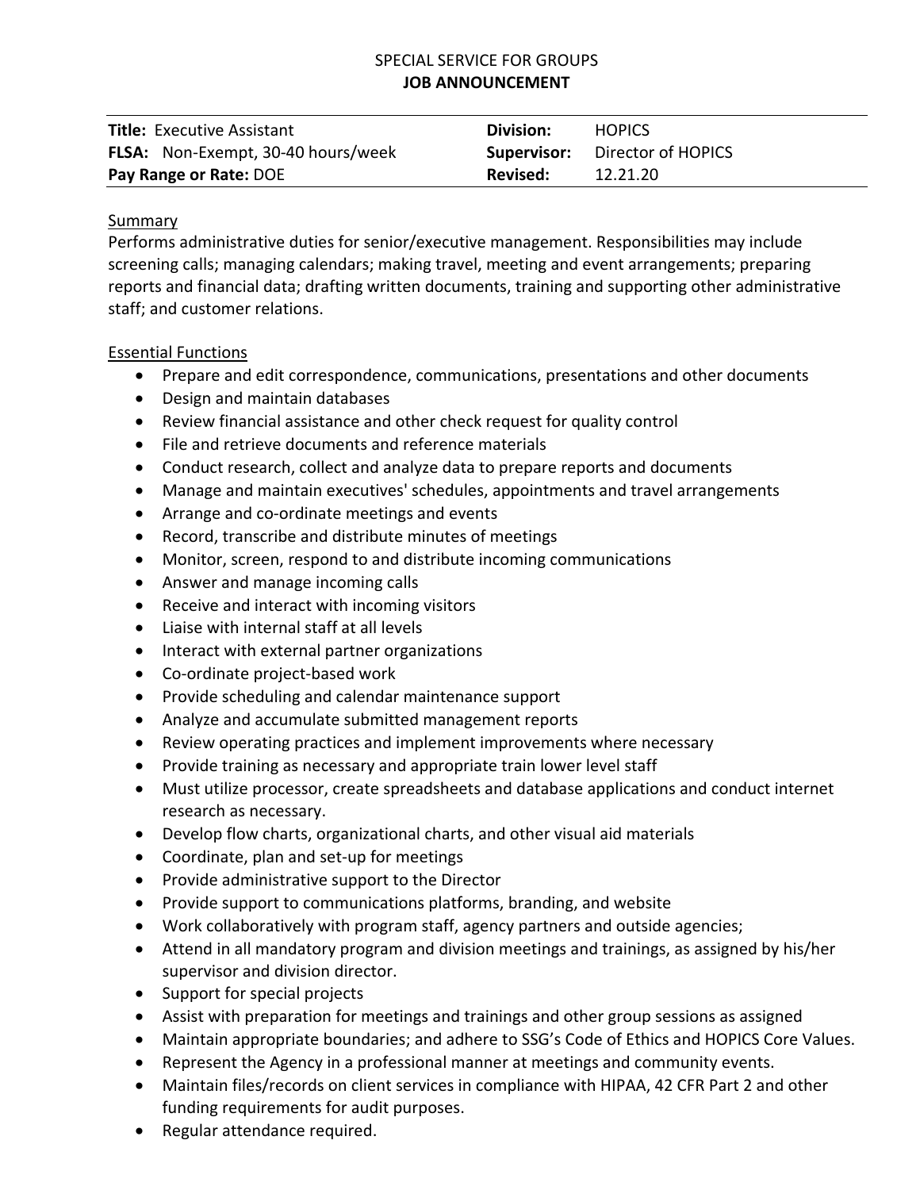SPECIAL SERVICE FOR GROUPS

**JOB ANNOUNCEMENT**

| **Title:** Executive Assistant | **Division:** | HOPICS |
|---|---|---|
| **FLSA:** Non-Exempt, 30-40 hours/week | **Supervisor:** | Director of HOPICS |
| **Pay Range or Rate:** DOE | **Revised:** | 12.21.20 |

## Summary

Performs administrative duties for senior/executive management. Responsibilities may include screening calls; managing calendars; making travel, meeting and event arrangements; preparing reports and financial data; drafting written documents, training and supporting other administrative staff; and customer relations.

## Essential Functions

- Prepare and edit correspondence, communications, presentations and other documents
- Design and maintain databases
- Review financial assistance and other check request for quality control
- File and retrieve documents and reference materials
- Conduct research, collect and analyze data to prepare reports and documents
- Manage and maintain executives' schedules, appointments and travel arrangements
- Arrange and co-ordinate meetings and events
- Record, transcribe and distribute minutes of meetings
- Monitor, screen, respond to and distribute incoming communications
- Answer and manage incoming calls
- Receive and interact with incoming visitors
- Liaise with internal staff at all levels
- Interact with external partner organizations
- Co-ordinate project-based work
- Provide scheduling and calendar maintenance support
- Analyze and accumulate submitted management reports
- Review operating practices and implement improvements where necessary
- Provide training as necessary and appropriate train lower level staff
- Must utilize processor, create spreadsheets and database applications and conduct internet research as necessary.
- Develop flow charts, organizational charts, and other visual aid materials
- Coordinate, plan and set-up for meetings
- Provide administrative support to the Director
- Provide support to communications platforms, branding, and website
- Work collaboratively with program staff, agency partners and outside agencies;
- Attend in all mandatory program and division meetings and trainings, as assigned by his/her supervisor and division director.
- Support for special projects
- Assist with preparation for meetings and trainings and other group sessions as assigned
- Maintain appropriate boundaries; and adhere to SSG's Code of Ethics and HOPICS Core Values.
- Represent the Agency in a professional manner at meetings and community events.
- Maintain files/records on client services in compliance with HIPAA, 42 CFR Part 2 and other funding requirements for audit purposes.
- Regular attendance required.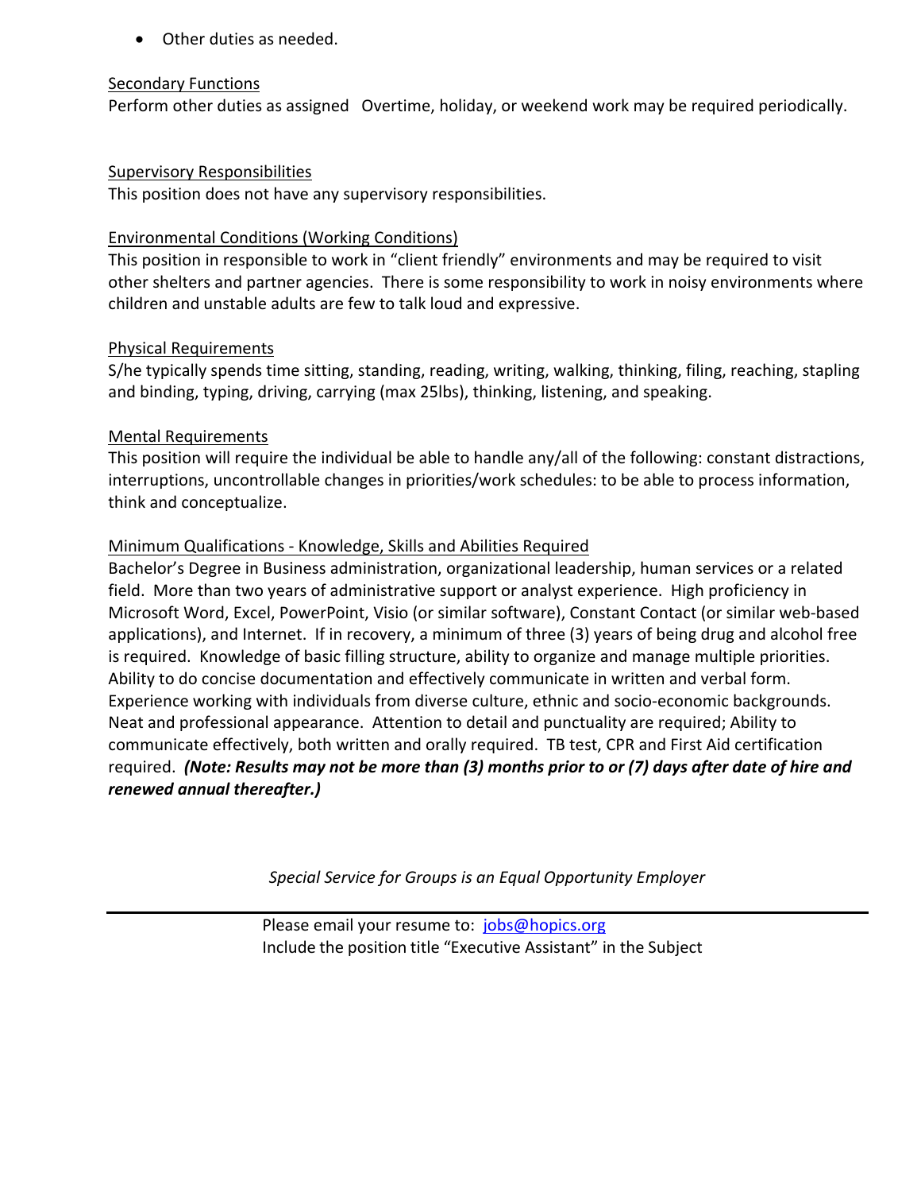- Other duties as needed.

Secondary Functions

Perform other duties as assigned   Overtime, holiday, or weekend work may be required periodically.

Supervisory Responsibilities

This position does not have any supervisory responsibilities.

Environmental Conditions (Working Conditions)

This position in responsible to work in "client friendly" environments and may be required to visit other shelters and partner agencies.  There is some responsibility to work in noisy environments where children and unstable adults are few to talk loud and expressive.

Physical Requirements

S/he typically spends time sitting, standing, reading, writing, walking, thinking, filing, reaching, stapling and binding, typing, driving, carrying (max 25lbs), thinking, listening, and speaking.

Mental Requirements

This position will require the individual be able to handle any/all of the following: constant distractions, interruptions, uncontrollable changes in priorities/work schedules: to be able to process information, think and conceptualize.

Minimum Qualifications - Knowledge, Skills and Abilities Required

Bachelor's Degree in Business administration, organizational leadership, human services or a related field.  More than two years of administrative support or analyst experience.  High proficiency in Microsoft Word, Excel, PowerPoint, Visio (or similar software), Constant Contact (or similar web-based applications), and Internet.  If in recovery, a minimum of three (3) years of being drug and alcohol free is required.  Knowledge of basic filling structure, ability to organize and manage multiple priorities. Ability to do concise documentation and effectively communicate in written and verbal form. Experience working with individuals from diverse culture, ethnic and socio-economic backgrounds. Neat and professional appearance.  Attention to detail and punctuality are required; Ability to communicate effectively, both written and orally required.  TB test, CPR and First Aid certification required.  ***(Note: Results may not be more than (3) months prior to or (7) days after date of hire and renewed annual thereafter.)***

*Special Service for Groups is an Equal Opportunity Employer*

---

Please email your resume to: jobs@hopics.org
Include the position title "Executive Assistant" in the Subject